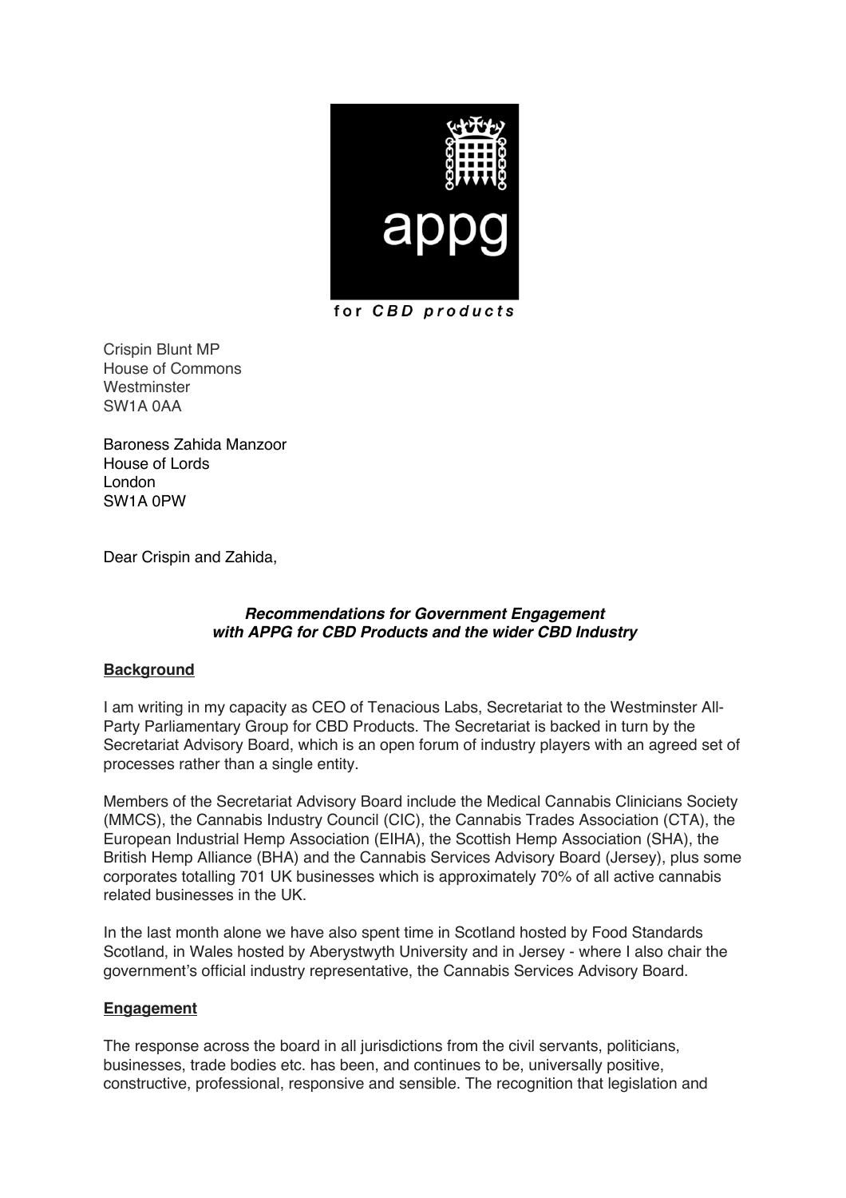appg

for *CBD products*

Crispin Blunt MP
House of Commons
Westminster
SW1A 0AA

Baroness Zahida Manzoor
House of Lords
London
SW1A 0PW

Dear Crispin and Zahida,

***Recommendations for Government Engagement with APPG for CBD Products and the wider CBD Industry***

**Background**

I am writing in my capacity as CEO of Tenacious Labs, Secretariat to the Westminster All-Party Parliamentary Group for CBD Products. The Secretariat is backed in turn by the Secretariat Advisory Board, which is an open forum of industry players with an agreed set of processes rather than a single entity.

Members of the Secretariat Advisory Board include the Medical Cannabis Clinicians Society (MMCS), the Cannabis Industry Council (CIC), the Cannabis Trades Association (CTA), the European Industrial Hemp Association (EIHA), the Scottish Hemp Association (SHA), the British Hemp Alliance (BHA) and the Cannabis Services Advisory Board (Jersey), plus some corporates totalling 701 UK businesses which is approximately 70% of all active cannabis related businesses in the UK.

In the last month alone we have also spent time in Scotland hosted by Food Standards Scotland, in Wales hosted by Aberystwyth University and in Jersey - where I also chair the government's official industry representative, the Cannabis Services Advisory Board.

**Engagement**

The response across the board in all jurisdictions from the civil servants, politicians, businesses, trade bodies etc. has been, and continues to be, universally positive, constructive, professional, responsive and sensible. The recognition that legislation and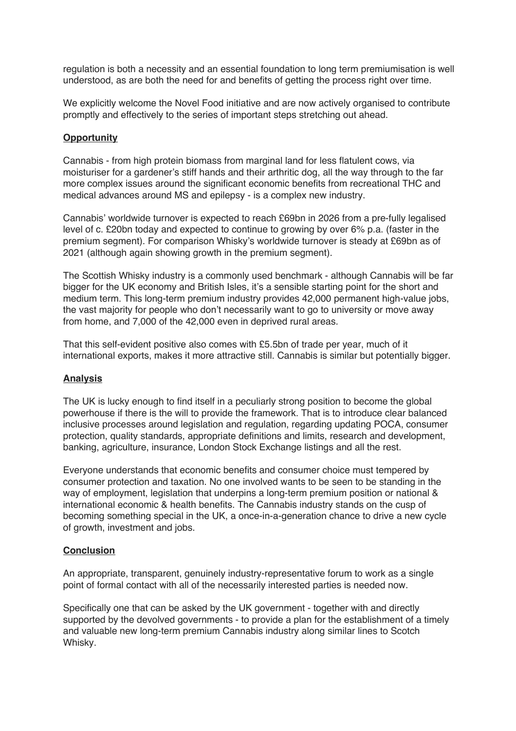regulation is both a necessity and an essential foundation to long term premiumisation is well understood, as are both the need for and benefits of getting the process right over time.

We explicitly welcome the Novel Food initiative and are now actively organised to contribute promptly and effectively to the series of important steps stretching out ahead.

## Opportunity

Cannabis - from high protein biomass from marginal land for less flatulent cows, via moisturiser for a gardener's stiff hands and their arthritic dog, all the way through to the far more complex issues around the significant economic benefits from recreational THC and medical advances around MS and epilepsy - is a complex new industry.

Cannabis' worldwide turnover is expected to reach £69bn in 2026 from a pre-fully legalised level of c. £20bn today and expected to continue to growing by over 6% p.a. (faster in the premium segment). For comparison Whisky's worldwide turnover is steady at £69bn as of 2021 (although again showing growth in the premium segment).

The Scottish Whisky industry is a commonly used benchmark - although Cannabis will be far bigger for the UK economy and British Isles, it's a sensible starting point for the short and medium term. This long-term premium industry provides 42,000 permanent high-value jobs, the vast majority for people who don't necessarily want to go to university or move away from home, and 7,000 of the 42,000 even in deprived rural areas.

That this self-evident positive also comes with £5.5bn of trade per year, much of it international exports, makes it more attractive still. Cannabis is similar but potentially bigger.

## Analysis

The UK is lucky enough to find itself in a peculiarly strong position to become the global powerhouse if there is the will to provide the framework. That is to introduce clear balanced inclusive processes around legislation and regulation, regarding updating POCA, consumer protection, quality standards, appropriate definitions and limits, research and development, banking, agriculture, insurance, London Stock Exchange listings and all the rest.

Everyone understands that economic benefits and consumer choice must tempered by consumer protection and taxation. No one involved wants to be seen to be standing in the way of employment, legislation that underpins a long-term premium position or national & international economic & health benefits. The Cannabis industry stands on the cusp of becoming something special in the UK, a once-in-a-generation chance to drive a new cycle of growth, investment and jobs.

## Conclusion

An appropriate, transparent, genuinely industry-representative forum to work as a single point of formal contact with all of the necessarily interested parties is needed now.

Specifically one that can be asked by the UK government - together with and directly supported by the devolved governments - to provide a plan for the establishment of a timely and valuable new long-term premium Cannabis industry along similar lines to Scotch Whisky.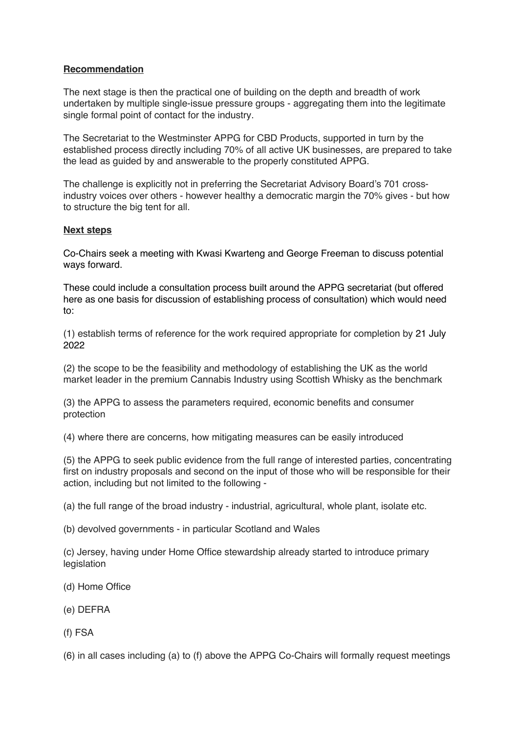**Recommendation**

The next stage is then the practical one of building on the depth and breadth of work undertaken by multiple single-issue pressure groups - aggregating them into the legitimate single formal point of contact for the industry.

The Secretariat to the Westminster APPG for CBD Products, supported in turn by the established process directly including 70% of all active UK businesses, are prepared to take the lead as guided by and answerable to the properly constituted APPG.

The challenge is explicitly not in preferring the Secretariat Advisory Board's 701 cross-industry voices over others - however healthy a democratic margin the 70% gives - but how to structure the big tent for all.

**Next steps**

Co-Chairs seek a meeting with Kwasi Kwarteng and George Freeman to discuss potential ways forward.

These could include a consultation process built around the APPG secretariat (but offered here as one basis for discussion of establishing process of consultation) which would need to:

(1) establish terms of reference for the work required appropriate for completion by 21 July 2022

(2) the scope to be the feasibility and methodology of establishing the UK as the world market leader in the premium Cannabis Industry using Scottish Whisky as the benchmark

(3) the APPG to assess the parameters required, economic benefits and consumer protection

(4) where there are concerns, how mitigating measures can be easily introduced

(5) the APPG to seek public evidence from the full range of interested parties, concentrating first on industry proposals and second on the input of those who will be responsible for their action, including but not limited to the following -

(a) the full range of the broad industry - industrial, agricultural, whole plant, isolate etc.

(b) devolved governments - in particular Scotland and Wales

(c) Jersey, having under Home Office stewardship already started to introduce primary legislation

(d) Home Office

(e) DEFRA

(f) FSA

(6) in all cases including (a) to (f) above the APPG Co-Chairs will formally request meetings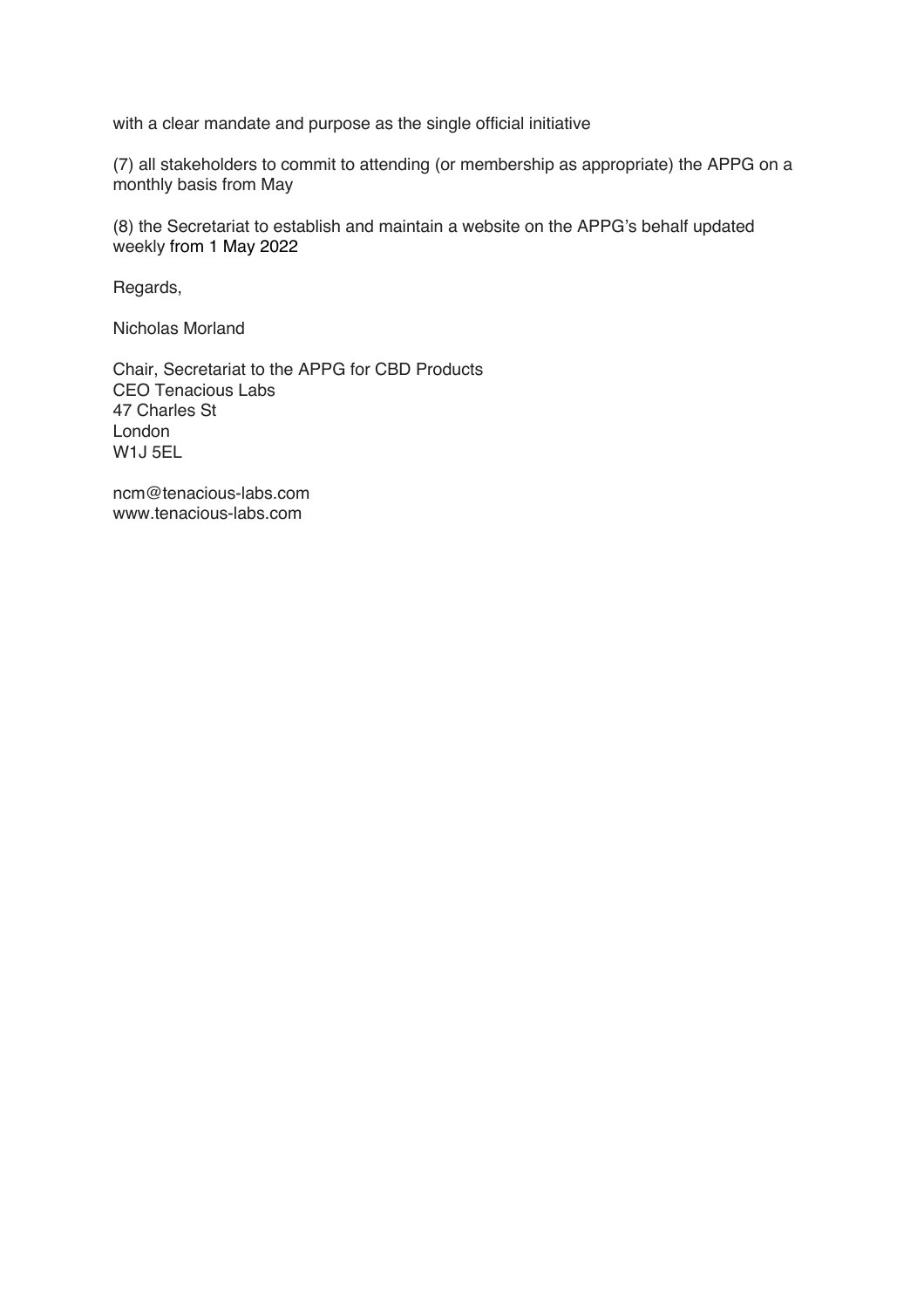with a clear mandate and purpose as the single official initiative

(7) all stakeholders to commit to attending (or membership as appropriate) the APPG on a monthly basis from May

(8) the Secretariat to establish and maintain a website on the APPG's behalf updated weekly from 1 May 2022

Regards,

Nicholas Morland

Chair, Secretariat to the APPG for CBD Products
CEO Tenacious Labs
47 Charles St
London
W1J 5EL

ncm@tenacious-labs.com
www.tenacious-labs.com